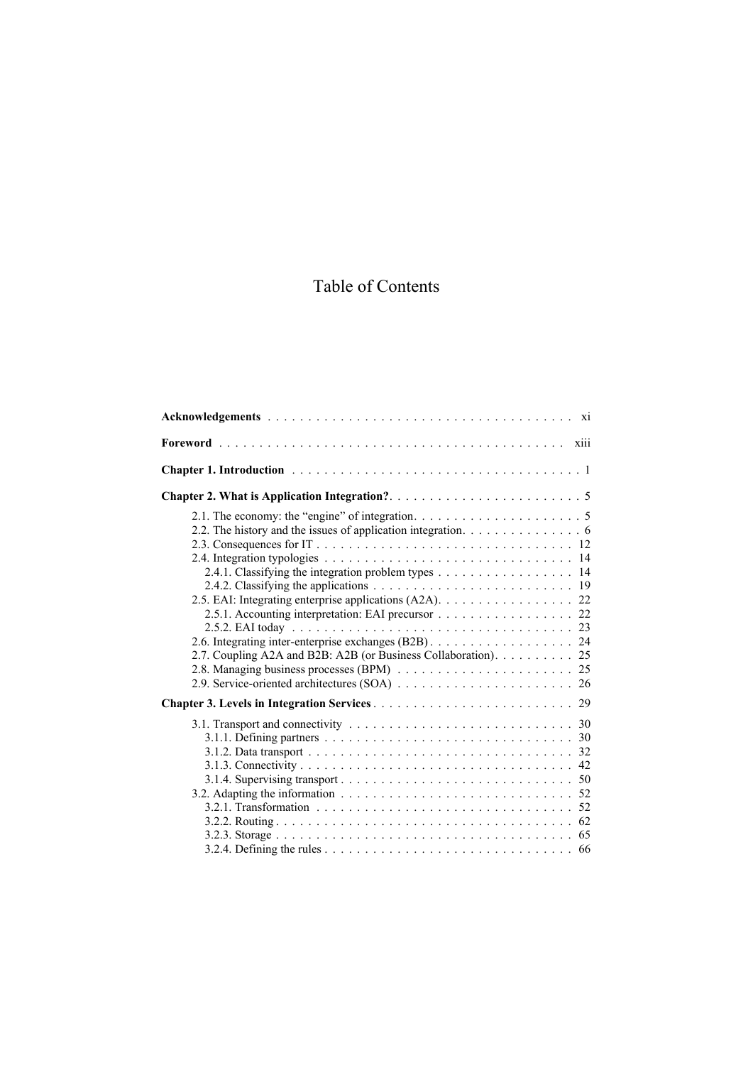# Table of Contents

**Acknowledgements** . . . . . . . . . . . . . . . . . . . . . . . . . . . . . . . . . . . . . . xi

**Foreword** . . . . . . . . . . . . . . . . . . . . . . . . . . . . . . . . . . . . . . . . . . xiii

**Chapter 1. Introduction** . . . . . . . . . . . . . . . . . . . . . . . . . . . . . . . . . . . 1

**Chapter 2. What is Application Integration?** . . . . . . . . . . . . . . . . . . . . . . . . 5

- 2.1. The economy: the "engine" of integration. . . . . . . . . . . . . . . . . . . . . 5
- 2.2. The history and the issues of application integration. . . . . . . . . . . . . . . 6
- 2.3. Consequences for IT . . . . . . . . . . . . . . . . . . . . . . . . . . . . . . . . 12
- 2.4. Integration typologies . . . . . . . . . . . . . . . . . . . . . . . . . . . . . . . 14
  - 2.4.1. Classifying the integration problem types . . . . . . . . . . . . . . . . . 14
  - 2.4.2. Classifying the applications . . . . . . . . . . . . . . . . . . . . . . . . . 19
- 2.5. EAI: Integrating enterprise applications (A2A). . . . . . . . . . . . . . . . . . 22
  - 2.5.1. Accounting interpretation: EAI precursor . . . . . . . . . . . . . . . . . 22
  - 2.5.2. EAI today . . . . . . . . . . . . . . . . . . . . . . . . . . . . . . . . . . 23
- 2.6. Integrating inter-enterprise exchanges (B2B) . . . . . . . . . . . . . . . . . . 24
- 2.7. Coupling A2A and B2B: A2B (or Business Collaboration). . . . . . . . . . 25
- 2.8. Managing business processes (BPM) . . . . . . . . . . . . . . . . . . . . . . 25
- 2.9. Service-oriented architectures (SOA) . . . . . . . . . . . . . . . . . . . . . . 26

**Chapter 3. Levels in Integration Services** . . . . . . . . . . . . . . . . . . . . . . . . 29

- 3.1. Transport and connectivity . . . . . . . . . . . . . . . . . . . . . . . . . . . . 30
  - 3.1.1. Defining partners . . . . . . . . . . . . . . . . . . . . . . . . . . . . . . . 30
  - 3.1.2. Data transport . . . . . . . . . . . . . . . . . . . . . . . . . . . . . . . . 32
  - 3.1.3. Connectivity . . . . . . . . . . . . . . . . . . . . . . . . . . . . . . . . . 42
  - 3.1.4. Supervising transport . . . . . . . . . . . . . . . . . . . . . . . . . . . . 50
- 3.2. Adapting the information . . . . . . . . . . . . . . . . . . . . . . . . . . . . . 52
  - 3.2.1. Transformation . . . . . . . . . . . . . . . . . . . . . . . . . . . . . . . 52
  - 3.2.2. Routing . . . . . . . . . . . . . . . . . . . . . . . . . . . . . . . . . . . 62
  - 3.2.3. Storage . . . . . . . . . . . . . . . . . . . . . . . . . . . . . . . . . . . 65
  - 3.2.4. Defining the rules . . . . . . . . . . . . . . . . . . . . . . . . . . . . . . 66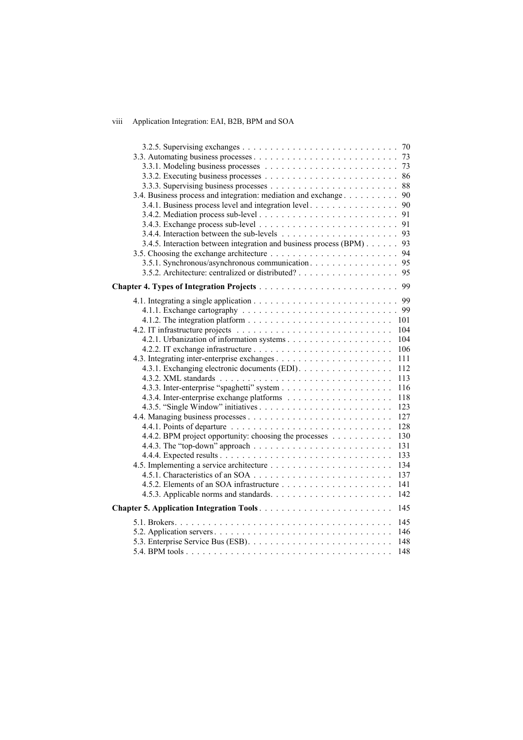3.2.5. Supervising exchanges . . . . . . . . . . . . . . . . . . . . . . . . . . . . 70
3.3. Automating business processes . . . . . . . . . . . . . . . . . . . . . . . . . . 73
3.3.1. Modeling business processes . . . . . . . . . . . . . . . . . . . . . . . . 73
3.3.2. Executing business processes . . . . . . . . . . . . . . . . . . . . . . . . 86
3.3.3. Supervising business processes . . . . . . . . . . . . . . . . . . . . . . . 88
3.4. Business process and integration: mediation and exchange . . . . . . . . . . 90
3.4.1. Business process level and integration level . . . . . . . . . . . . . . . . 90
3.4.2. Mediation process sub-level . . . . . . . . . . . . . . . . . . . . . . . . . 91
3.4.3. Exchange process sub-level . . . . . . . . . . . . . . . . . . . . . . . . . 91
3.4.4. Interaction between the sub-levels . . . . . . . . . . . . . . . . . . . . . 93
3.4.5. Interaction between integration and business process (BPM) . . . . . . 93
3.5. Choosing the exchange architecture . . . . . . . . . . . . . . . . . . . . . . . 94
3.5.1. Synchronous/asynchronous communication . . . . . . . . . . . . . . . . 95
3.5.2. Architecture: centralized or distributed? . . . . . . . . . . . . . . . . . . 95

**Chapter 4. Types of Integration Projects** . . . . . . . . . . . . . . . . . . . . . . . . 99

4.1. Integrating a single application . . . . . . . . . . . . . . . . . . . . . . . . . . 99
4.1.1. Exchange cartography . . . . . . . . . . . . . . . . . . . . . . . . . . . . 99
4.1.2. The integration platform . . . . . . . . . . . . . . . . . . . . . . . . . . . 101
4.2. IT infrastructure projects . . . . . . . . . . . . . . . . . . . . . . . . . . . . 104
4.2.1. Urbanization of information systems . . . . . . . . . . . . . . . . . . . . 104
4.2.2. IT exchange infrastructure . . . . . . . . . . . . . . . . . . . . . . . . . . 106
4.3. Integrating inter-enterprise exchanges . . . . . . . . . . . . . . . . . . . . . 111
4.3.1. Exchanging electronic documents (EDI) . . . . . . . . . . . . . . . . . . 112
4.3.2. XML standards . . . . . . . . . . . . . . . . . . . . . . . . . . . . . . . . 113
4.3.3. Inter-enterprise "spaghetti" system . . . . . . . . . . . . . . . . . . . . . 116
4.3.4. Inter-enterprise exchange platforms . . . . . . . . . . . . . . . . . . . . 118
4.3.5. "Single Window" initiatives . . . . . . . . . . . . . . . . . . . . . . . . . 123
4.4. Managing business processes . . . . . . . . . . . . . . . . . . . . . . . . . . 127
4.4.1. Points of departure . . . . . . . . . . . . . . . . . . . . . . . . . . . . . . 128
4.4.2. BPM project opportunity: choosing the processes . . . . . . . . . . . . 130
4.4.3. The "top-down" approach . . . . . . . . . . . . . . . . . . . . . . . . . . 131
4.4.4. Expected results . . . . . . . . . . . . . . . . . . . . . . . . . . . . . . . 133
4.5. Implementing a service architecture . . . . . . . . . . . . . . . . . . . . . . 134
4.5.1. Characteristics of an SOA . . . . . . . . . . . . . . . . . . . . . . . . . . 137
4.5.2. Elements of an SOA infrastructure . . . . . . . . . . . . . . . . . . . . . 141
4.5.3. Applicable norms and standards. . . . . . . . . . . . . . . . . . . . . . . 142

**Chapter 5. Application Integration Tools** . . . . . . . . . . . . . . . . . . . . . . . 145

5.1. Brokers. . . . . . . . . . . . . . . . . . . . . . . . . . . . . . . . . . . . . . . 145
5.2. Application servers . . . . . . . . . . . . . . . . . . . . . . . . . . . . . . . . 146
5.3. Enterprise Service Bus (ESB). . . . . . . . . . . . . . . . . . . . . . . . . . . 148
5.4. BPM tools . . . . . . . . . . . . . . . . . . . . . . . . . . . . . . . . . . . . . 148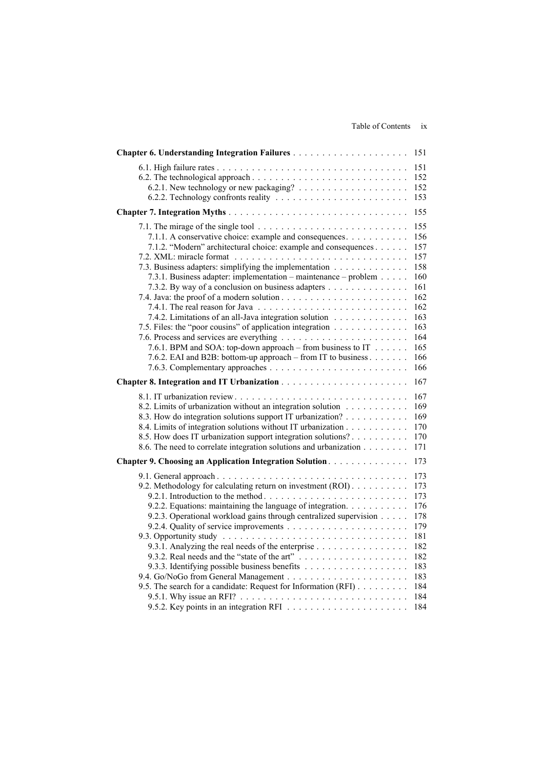**Chapter 6. Understanding Integration Failures** . . . . . . . . . . . . . . . . . . . . 151

6.1. High failure rates . . . . . . . . . . . . . . . . . . . . . . . . . . . . . . . . . 151
6.2. The technological approach . . . . . . . . . . . . . . . . . . . . . . . . . . . 152
6.2.1. New technology or new packaging? . . . . . . . . . . . . . . . . . . . 152
6.2.2. Technology confronts reality . . . . . . . . . . . . . . . . . . . . . . . 153

**Chapter 7. Integration Myths** . . . . . . . . . . . . . . . . . . . . . . . . . . . . . . 155

7.1. The mirage of the single tool . . . . . . . . . . . . . . . . . . . . . . . . . . 155
7.1.1. A conservative choice: example and consequences . . . . . . . . . . . 156
7.1.2. “Modern” architectural choice: example and consequences . . . . . . 157
7.2. XML: miracle format . . . . . . . . . . . . . . . . . . . . . . . . . . . . . . 157
7.3. Business adapters: simplifying the implementation . . . . . . . . . . . . . 158
7.3.1. Business adapter: implementation – maintenance – problem . . . . . 160
7.3.2. By way of a conclusion on business adapters . . . . . . . . . . . . . . 161
7.4. Java: the proof of a modern solution . . . . . . . . . . . . . . . . . . . . . . 162
7.4.1. The real reason for Java . . . . . . . . . . . . . . . . . . . . . . . . . . 162
7.4.2. Limitations of an all-Java integration solution . . . . . . . . . . . . . 163
7.5. Files: the “poor cousins” of application integration . . . . . . . . . . . . . 163
7.6. Process and services are everything . . . . . . . . . . . . . . . . . . . . . . 164
7.6.1. BPM and SOA: top-down approach – from business to IT . . . . . . 165
7.6.2. EAI and B2B: bottom-up approach – from IT to business . . . . . . . 166
7.6.3. Complementary approaches . . . . . . . . . . . . . . . . . . . . . . . . 166

**Chapter 8. Integration and IT Urbanization** . . . . . . . . . . . . . . . . . . . . . . 167

8.1. IT urbanization review . . . . . . . . . . . . . . . . . . . . . . . . . . . . . . 167
8.2. Limits of urbanization without an integration solution . . . . . . . . . . . 169
8.3. How do integration solutions support IT urbanization? . . . . . . . . . . . 169
8.4. Limits of integration solutions without IT urbanization . . . . . . . . . . . 170
8.5. How does IT urbanization support integration solutions? . . . . . . . . . . 170
8.6. The need to correlate integration solutions and urbanization . . . . . . . . 171

**Chapter 9. Choosing an Application Integration Solution** . . . . . . . . . . . . . 173

9.1. General approach . . . . . . . . . . . . . . . . . . . . . . . . . . . . . . . . . 173
9.2. Methodology for calculating return on investment (ROI) . . . . . . . . . . 173
9.2.1. Introduction to the method . . . . . . . . . . . . . . . . . . . . . . . . . 173
9.2.2. Equations: maintaining the language of integration. . . . . . . . . . . 176
9.2.3. Operational workload gains through centralized supervision . . . . . 178
9.2.4. Quality of service improvements . . . . . . . . . . . . . . . . . . . . . 179
9.3. Opportunity study . . . . . . . . . . . . . . . . . . . . . . . . . . . . . . . . 181
9.3.1. Analyzing the real needs of the enterprise . . . . . . . . . . . . . . . . 182
9.3.2. Real needs and the “state of the art” . . . . . . . . . . . . . . . . . . . 182
9.3.3. Identifying possible business benefits . . . . . . . . . . . . . . . . . . 183
9.4. Go/NoGo from General Management . . . . . . . . . . . . . . . . . . . . . 183
9.5. The search for a candidate: Request for Information (RFI) . . . . . . . . . 184
9.5.1. Why issue an RFI? . . . . . . . . . . . . . . . . . . . . . . . . . . . . . 184
9.5.2. Key points in an integration RFI . . . . . . . . . . . . . . . . . . . . . 184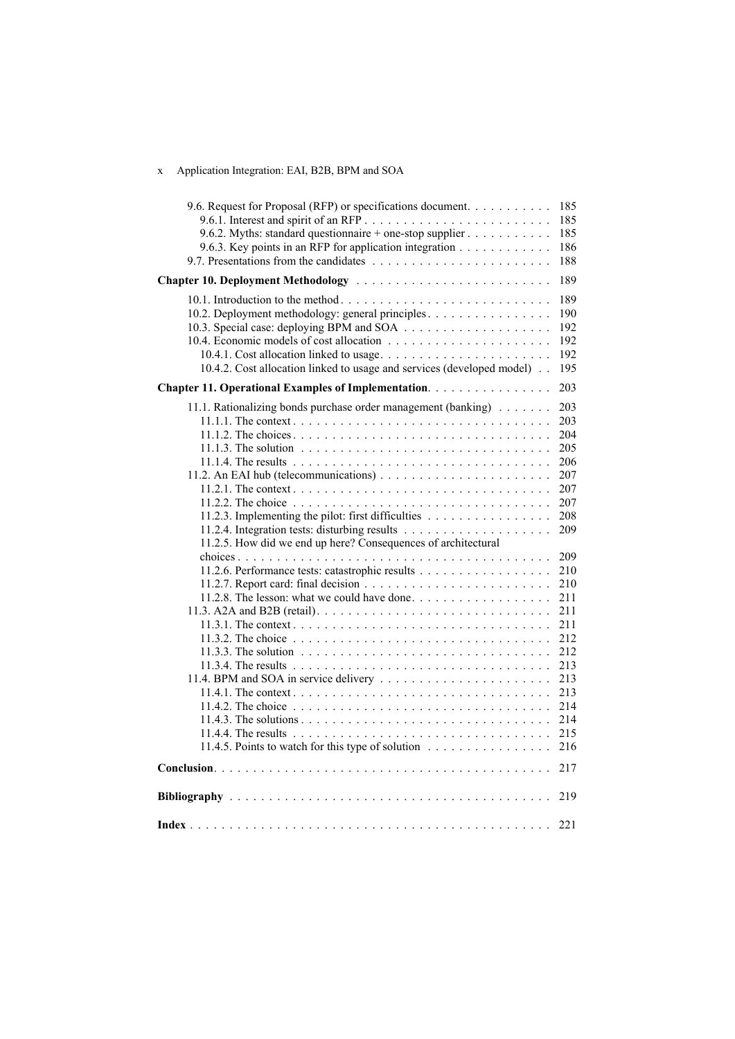9.6. Request for Proposal (RFP) or specifications document. . . . . . . . . . . 185
9.6.1. Interest and spirit of an RFP . . . . . . . . . . . . . . . . . . . . . . . . 185
9.6.2. Myths: standard questionnaire + one-stop supplier . . . . . . . . . . . 185
9.6.3. Key points in an RFP for application integration . . . . . . . . . . . . 186
9.7. Presentations from the candidates . . . . . . . . . . . . . . . . . . . . . . . 188

**Chapter 10. Deployment Methodology** . . . . . . . . . . . . . . . . . . . . . . . . 189

10.1. Introduction to the method . . . . . . . . . . . . . . . . . . . . . . . . . . . 189
10.2. Deployment methodology: general principles . . . . . . . . . . . . . . . . 190
10.3. Special case: deploying BPM and SOA . . . . . . . . . . . . . . . . . . . . 192
10.4. Economic models of cost allocation . . . . . . . . . . . . . . . . . . . . . . 192
10.4.1. Cost allocation linked to usage. . . . . . . . . . . . . . . . . . . . . . . 192
10.4.2. Cost allocation linked to usage and services (developed model) . . 195

**Chapter 11. Operational Examples of Implementation**. . . . . . . . . . . . . . . . 203

11.1. Rationalizing bonds purchase order management (banking) . . . . . . . 203
11.1.1. The context . . . . . . . . . . . . . . . . . . . . . . . . . . . . . . . . . 203
11.1.2. The choices . . . . . . . . . . . . . . . . . . . . . . . . . . . . . . . . . 204
11.1.3. The solution . . . . . . . . . . . . . . . . . . . . . . . . . . . . . . . . 205
11.1.4. The results . . . . . . . . . . . . . . . . . . . . . . . . . . . . . . . . . 206
11.2. An EAI hub (telecommunications) . . . . . . . . . . . . . . . . . . . . . . 207
11.2.1. The context . . . . . . . . . . . . . . . . . . . . . . . . . . . . . . . . . 207
11.2.2. The choice . . . . . . . . . . . . . . . . . . . . . . . . . . . . . . . . . 207
11.2.3. Implementing the pilot: first difficulties . . . . . . . . . . . . . . . . 208
11.2.4. Integration tests: disturbing results . . . . . . . . . . . . . . . . . . . 209
11.2.5. How did we end up here? Consequences of architectural choices . . . . . . . . . . . . . . . . . . . . . . . . . . . . . . . . . . . . . . . 209
11.2.6. Performance tests: catastrophic results . . . . . . . . . . . . . . . . . 210
11.2.7. Report card: final decision . . . . . . . . . . . . . . . . . . . . . . . . 210
11.2.8. The lesson: what we could have done. . . . . . . . . . . . . . . . . . 211
11.3. A2A and B2B (retail). . . . . . . . . . . . . . . . . . . . . . . . . . . . . . 211
11.3.1. The context . . . . . . . . . . . . . . . . . . . . . . . . . . . . . . . . . 211
11.3.2. The choice . . . . . . . . . . . . . . . . . . . . . . . . . . . . . . . . . 212
11.3.3. The solution . . . . . . . . . . . . . . . . . . . . . . . . . . . . . . . . 212
11.3.4. The results . . . . . . . . . . . . . . . . . . . . . . . . . . . . . . . . . 213
11.4. BPM and SOA in service delivery . . . . . . . . . . . . . . . . . . . . . . 213
11.4.1. The context . . . . . . . . . . . . . . . . . . . . . . . . . . . . . . . . . 213
11.4.2. The choice . . . . . . . . . . . . . . . . . . . . . . . . . . . . . . . . . 214
11.4.3. The solutions . . . . . . . . . . . . . . . . . . . . . . . . . . . . . . . . 214
11.4.4. The results . . . . . . . . . . . . . . . . . . . . . . . . . . . . . . . . . 215
11.4.5. Points to watch for this type of solution . . . . . . . . . . . . . . . . 216

**Conclusion**. . . . . . . . . . . . . . . . . . . . . . . . . . . . . . . . . . . . . . . . 217

**Bibliography** . . . . . . . . . . . . . . . . . . . . . . . . . . . . . . . . . . . . . . 219

**Index** . . . . . . . . . . . . . . . . . . . . . . . . . . . . . . . . . . . . . . . . . . 221